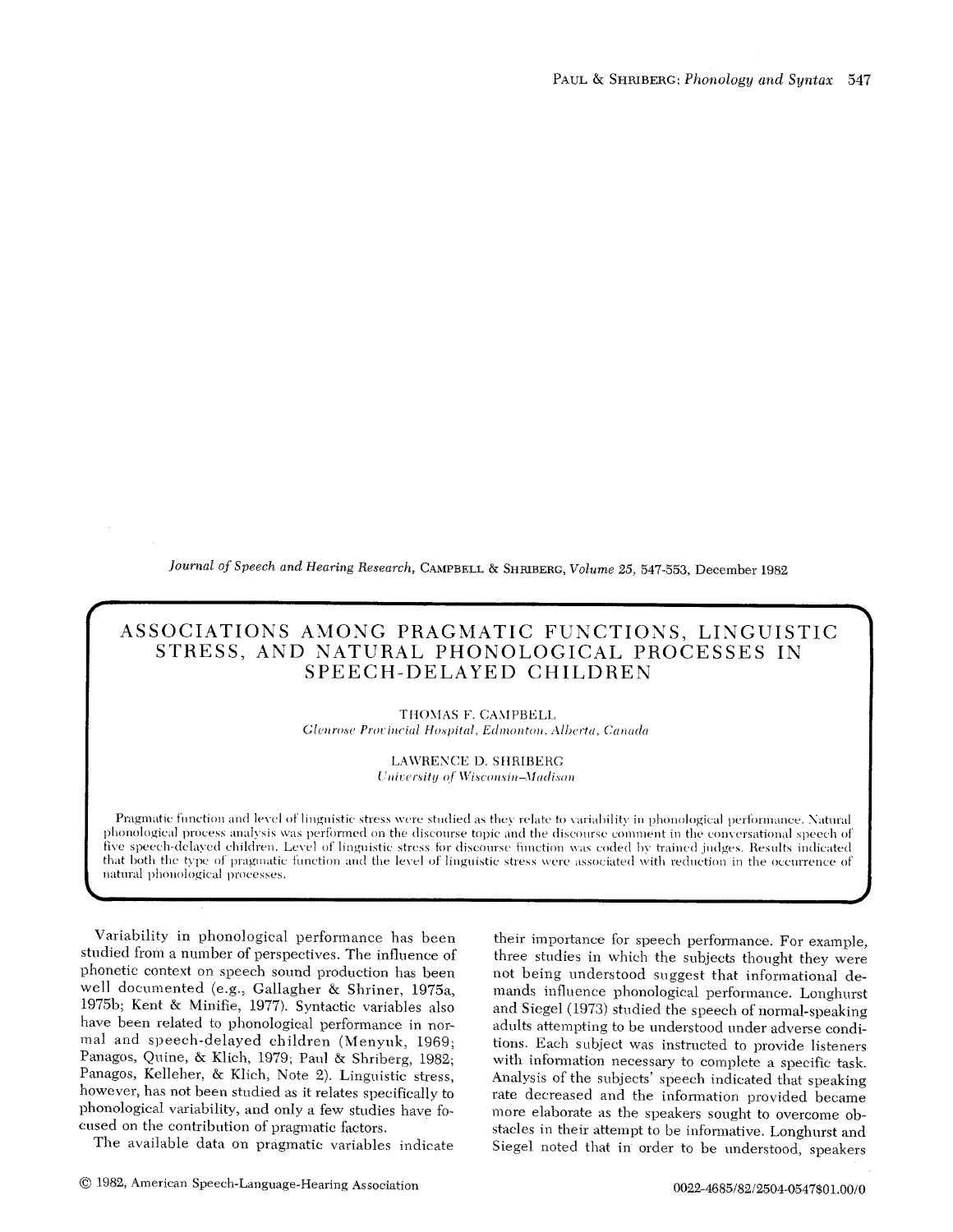# ASSOCIATIONS AMONG PRAGMATIC FUNCTIONS, LINGUISTIC STRESS, AND NATURAL PHONOLOGICAL PROCESSES IN SPEECH-DELAYED CHILDREN

THOMAS F. CAMPBELL
*Glenrose Provincial Hospital, Edmonton, Alberta, Canada*

LAWRENCE D. SHRIBERG
*University of Wisconsin–Madison*

Pragmatic function and level of linguistic stress were studied as they relate to variability in phonological performance. Natural phonological process analysis was performed on the discourse topic and the discourse comment in the conversational speech of five speech-delayed children. Level of linguistic stress for discourse function was coded by trained judges. Results indicated that both the type of pragmatic function and the level of linguistic stress were associated with reduction in the occurrence of natural phonological processes.

Variability in phonological performance has been studied from a number of perspectives. The influence of phonetic context on speech sound production has been well documented (e.g., Gallagher & Shriner, 1975a, 1975b; Kent & Minifie, 1977). Syntactic variables also have been related to phonological performance in normal and speech-delayed children (Menyuk, 1969; Panagos, Quine, & Klich, 1979; Paul & Shriberg, 1982; Panagos, Kelleher, & Klich, Note 2). Linguistic stress, however, has not been studied as it relates specifically to phonological variability, and only a few studies have focused on the contribution of pragmatic factors.

The available data on pragmatic variables indicate their importance for speech performance. For example, three studies in which the subjects thought they were not being understood suggest that informational demands influence phonological performance. Longhurst and Siegel (1973) studied the speech of normal-speaking adults attempting to be understood under adverse conditions. Each subject was instructed to provide listeners with information necessary to complete a specific task. Analysis of the subjects' speech indicated that speaking rate decreased and the information provided became more elaborate as the speakers sought to overcome obstacles in their attempt to be informative. Longhurst and Siegel noted that in order to be understood, speakers

© 1982, American Speech-Language-Hearing Association

0022-4685/82/2504-0547$01.00/0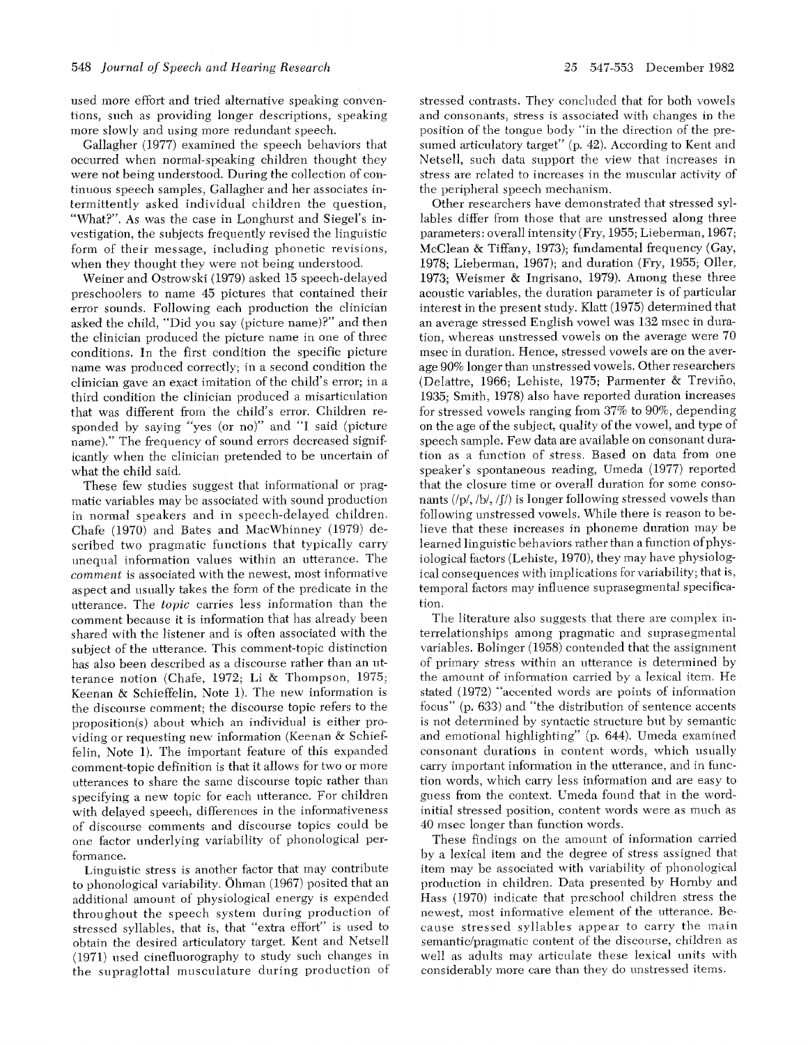used more effort and tried alternative speaking conventions, such as providing longer descriptions, speaking more slowly and using more redundant speech.

Gallagher (1977) examined the speech behaviors that occurred when normal-speaking children thought they were not being understood. During the collection of continuous speech samples, Gallagher and her associates intermittently asked individual children the question, "What?". As was the case in Longhurst and Siegel's investigation, the subjects frequently revised the linguistic form of their message, including phonetic revisions, when they thought they were not being understood.

Weiner and Ostrowski (1979) asked 15 speech-delayed preschoolers to name 45 pictures that contained their error sounds. Following each production the clinician asked the child, "Did you say (picture name)?" and then the clinician produced the picture name in one of three conditions. In the first condition the specific picture name was produced correctly; in a second condition the clinician gave an exact imitation of the child's error; in a third condition the clinician produced a misarticulation that was different from the child's error. Children responded by saying "yes (or no)" and "I said (picture name)." The frequency of sound errors decreased significantly when the clinician pretended to be uncertain of what the child said.

These few studies suggest that informational or pragmatic variables may be associated with sound production in normal speakers and in speech-delayed children. Chafe (1970) and Bates and MacWhinney (1979) described two pragmatic functions that typically carry unequal information values within an utterance. The *comment* is associated with the newest, most informative aspect and usually takes the form of the predicate in the utterance. The *topic* carries less information than the comment because it is information that has already been shared with the listener and is often associated with the subject of the utterance. This comment-topic distinction has also been described as a discourse rather than an utterance notion (Chafe, 1972; Li & Thompson, 1975; Keenan & Schieffelin, Note 1). The new information is the discourse comment; the discourse topic refers to the proposition(s) about which an individual is either providing or requesting new information (Keenan & Schieffelin, Note 1). The important feature of this expanded comment-topic definition is that it allows for two or more utterances to share the same discourse topic rather than specifying a new topic for each utterance. For children with delayed speech, differences in the informativeness of discourse comments and discourse topics could be one factor underlying variability of phonological performance.

Linguistic stress is another factor that may contribute to phonological variability. Öhman (1967) posited that an additional amount of physiological energy is expended throughout the speech system during production of stressed syllables, that is, that "extra effort" is used to obtain the desired articulatory target. Kent and Netsell (1971) used cinefluorography to study such changes in the supraglottal musculature during production of stressed contrasts. They concluded that for both vowels and consonants, stress is associated with changes in the position of the tongue body "in the direction of the presumed articulatory target" (p. 42). According to Kent and Netsell, such data support the view that increases in stress are related to increases in the muscular activity of the peripheral speech mechanism.

Other researchers have demonstrated that stressed syllables differ from those that are unstressed along three parameters: overall intensity (Fry, 1955; Lieberman, 1967; McClean & Tiffany, 1973); fundamental frequency (Gay, 1978; Lieberman, 1967); and duration (Fry, 1955; Oller, 1973; Weismer & Ingrisano, 1979). Among these three acoustic variables, the duration parameter is of particular interest in the present study. Klatt (1975) determined that an average stressed English vowel was 132 msec in duration, whereas unstressed vowels on the average were 70 msec in duration. Hence, stressed vowels are on the average 90% longer than unstressed vowels. Other researchers (Delattre, 1966; Lehiste, 1975; Parmenter & Treviño, 1935; Smith, 1978) also have reported duration increases for stressed vowels ranging from 37% to 90%, depending on the age of the subject, quality of the vowel, and type of speech sample. Few data are available on consonant duration as a function of stress. Based on data from one speaker's spontaneous reading, Umeda (1977) reported that the closure time or overall duration for some consonants (/p/, /b/, /ʃ/) is longer following stressed vowels than following unstressed vowels. While there is reason to believe that these increases in phoneme duration may be learned linguistic behaviors rather than a function of physiological factors (Lehiste, 1970), they may have physiological consequences with implications for variability; that is, temporal factors may influence suprasegmental specification.

The literature also suggests that there are complex interrelationships among pragmatic and suprasegmental variables. Bolinger (1958) contended that the assignment of primary stress within an utterance is determined by the amount of information carried by a lexical item. He stated (1972) "accented words are points of information focus" (p. 633) and "the distribution of sentence accents is not determined by syntactic structure but by semantic and emotional highlighting" (p. 644). Umeda examined consonant durations in content words, which usually carry important information in the utterance, and in function words, which carry less information and are easy to guess from the context. Umeda found that in the word-initial stressed position, content words were as much as 40 msec longer than function words.

These findings on the amount of information carried by a lexical item and the degree of stress assigned that item may be associated with variability of phonological production in children. Data presented by Hornby and Hass (1970) indicate that preschool children stress the newest, most informative element of the utterance. Because stressed syllables appear to carry the main semantic/pragmatic content of the discourse, children as well as adults may articulate these lexical units with considerably more care than they do unstressed items.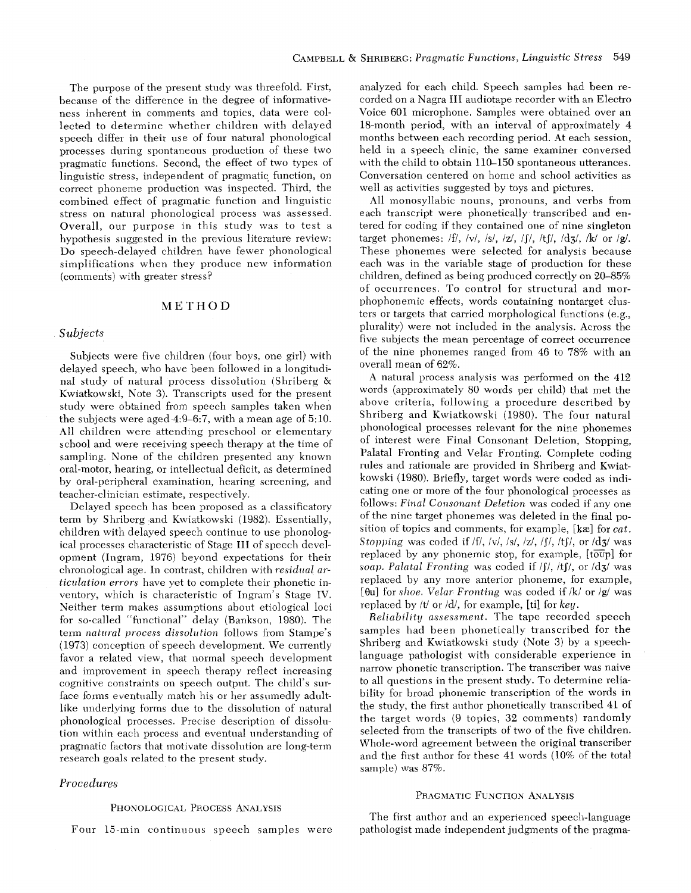The purpose of the present study was threefold. First, because of the difference in the degree of informativeness inherent in comments and topics, data were collected to determine whether children with delayed speech differ in their use of four natural phonological processes during spontaneous production of these two pragmatic functions. Second, the effect of two types of linguistic stress, independent of pragmatic function, on correct phoneme production was inspected. Third, the combined effect of pragmatic function and linguistic stress on natural phonological process was assessed. Overall, our purpose in this study was to test a hypothesis suggested in the previous literature review: Do speech-delayed children have fewer phonological simplifications when they produce new information (comments) with greater stress?

## METHOD

### Subjects

Subjects were five children (four boys, one girl) with delayed speech, who have been followed in a longitudinal study of natural process dissolution (Shriberg & Kwiatkowski, Note 3). Transcripts used for the present study were obtained from speech samples taken when the subjects were aged 4:9–6:7, with a mean age of 5:10. All children were attending preschool or elementary school and were receiving speech therapy at the time of sampling. None of the children presented any known oral-motor, hearing, or intellectual deficit, as determined by oral-peripheral examination, hearing screening, and teacher-clinician estimate, respectively.

Delayed speech has been proposed as a classificatory term by Shriberg and Kwiatkowski (1982). Essentially, children with delayed speech continue to use phonological processes characteristic of Stage III of speech development (Ingram, 1976) beyond expectations for their chronological age. In contrast, children with *residual articulation errors* have yet to complete their phonetic inventory, which is characteristic of Ingram's Stage IV. Neither term makes assumptions about etiological loci for so-called "functional" delay (Bankson, 1980). The term *natural process dissolution* follows from Stampe's (1973) conception of speech development. We currently favor a related view, that normal speech development and improvement in speech therapy reflect increasing cognitive constraints on speech output. The child's surface forms eventually match his or her assumedly adult-like underlying forms due to the dissolution of natural phonological processes. Precise description of dissolution within each process and eventual understanding of pragmatic factors that motivate dissolution are long-term research goals related to the present study.

### Procedures

#### Phonological Process Analysis

Four 15-min continuous speech samples were analyzed for each child. Speech samples had been recorded on a Nagra III audiotape recorder with an Electro Voice 601 microphone. Samples were obtained over an 18-month period, with an interval of approximately 4 months between each recording period. At each session, held in a speech clinic, the same examiner conversed with the child to obtain 110–150 spontaneous utterances. Conversation centered on home and school activities as well as activities suggested by toys and pictures.

All monosyllabic nouns, pronouns, and verbs from each transcript were phonetically transcribed and entered for coding if they contained one of nine singleton target phonemes: /f/, /v/, /s/, /z/, /ʃ/, /tʃ/, /dʒ/, /k/ or /g/. These phonemes were selected for analysis because each was in the variable stage of production for these children, defined as being produced correctly on 20–85% of occurrences. To control for structural and morphophonemic effects, words containing nontarget clusters or targets that carried morphological functions (e.g., plurality) were not included in the analysis. Across the five subjects the mean percentage of correct occurrence of the nine phonemes ranged from 46 to 78% with an overall mean of 62%.

A natural process analysis was performed on the 412 words (approximately 80 words per child) that met the above criteria, following a procedure described by Shriberg and Kwiatkowski (1980). The four natural phonological processes relevant for the nine phonemes of interest were Final Consonant Deletion, Stopping, Palatal Fronting and Velar Fronting. Complete coding rules and rationale are provided in Shriberg and Kwiatkowski (1980). Briefly, target words were coded as indicating one or more of the four phonological processes as follows: *Final Consonant Deletion* was coded if any one of the nine target phonemes was deleted in the final position of topics and comments, for example, [kæ] for *cat*. *Stopping* was coded if /f/, /v/, /s/, /z/, /ʃ/, /tʃ/, or /dʒ/ was replaced by any phonemic stop, for example, [toup] for *soap*. *Palatal Fronting* was coded if /ʃ/, /tʃ/, or /dʒ/ was replaced by any more anterior phoneme, for example, [θu] for *shoe*. *Velar Fronting* was coded if /k/ or /g/ was replaced by /t/ or /d/, for example, [ti] for *key*.

*Reliability assessment.* The tape recorded speech samples had been phonetically transcribed for the Shriberg and Kwiatkowski study (Note 3) by a speech-language pathologist with considerable experience in narrow phonetic transcription. The transcriber was naive to all questions in the present study. To determine reliability for broad phonemic transcription of the words in the study, the first author phonetically transcribed 41 of the target words (9 topics, 32 comments) randomly selected from the transcripts of two of the five children. Whole-word agreement between the original transcriber and the first author for these 41 words (10% of the total sample) was 87%.

#### Pragmatic Function Analysis

The first author and an experienced speech-language pathologist made independent judgments of the pragma-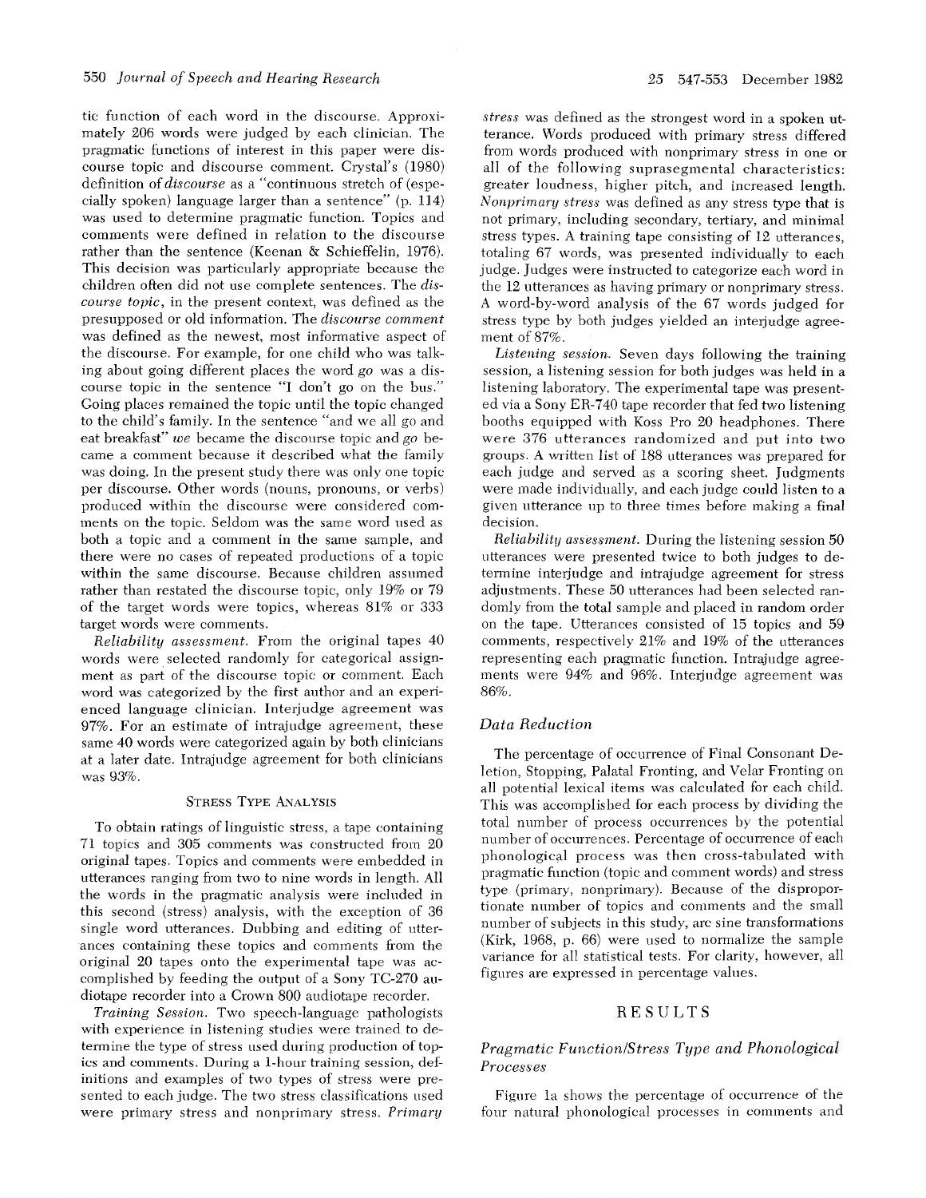tic function of each word in the discourse. Approximately 206 words were judged by each clinician. The pragmatic functions of interest in this paper were discourse topic and discourse comment. Crystal's (1980) definition of *discourse* as a "continuous stretch of (especially spoken) language larger than a sentence" (p. 114) was used to determine pragmatic function. Topics and comments were defined in relation to the discourse rather than the sentence (Keenan & Schieffelin, 1976). This decision was particularly appropriate because the children often did not use complete sentences. The *discourse topic*, in the present context, was defined as the presupposed or old information. The *discourse comment* was defined as the newest, most informative aspect of the discourse. For example, for one child who was talking about going different places the word *go* was a discourse topic in the sentence "I don't go on the bus." Going places remained the topic until the topic changed to the child's family. In the sentence "and we all go and eat breakfast" *we* became the discourse topic and *go* became a comment because it described what the family was doing. In the present study there was only one topic per discourse. Other words (nouns, pronouns, or verbs) produced within the discourse were considered comments on the topic. Seldom was the same word used as both a topic and a comment in the same sample, and there were no cases of repeated productions of a topic within the same discourse. Because children assumed rather than restated the discourse topic, only 19% or 79 of the target words were topics, whereas 81% or 333 target words were comments.

*Reliability assessment.* From the original tapes 40 words were selected randomly for categorical assignment as part of the discourse topic or comment. Each word was categorized by the first author and an experienced language clinician. Interjudge agreement was 97%. For an estimate of intrajudge agreement, these same 40 words were categorized again by both clinicians at a later date. Intrajudge agreement for both clinicians was 93%.

### Stress Type Analysis

To obtain ratings of linguistic stress, a tape containing 71 topics and 305 comments was constructed from 20 original tapes. Topics and comments were embedded in utterances ranging from two to nine words in length. All the words in the pragmatic analysis were included in this second (stress) analysis, with the exception of 36 single word utterances. Dubbing and editing of utterances containing these topics and comments from the original 20 tapes onto the experimental tape was accomplished by feeding the output of a Sony TC-270 audiotape recorder into a Crown 800 audiotape recorder.

*Training Session.* Two speech-language pathologists with experience in listening studies were trained to determine the type of stress used during production of topics and comments. During a 1-hour training session, definitions and examples of two types of stress were presented to each judge. The two stress classifications used were primary stress and nonprimary stress. *Primary stress* was defined as the strongest word in a spoken utterance. Words produced with primary stress differed from words produced with nonprimary stress in one or all of the following suprasegmental characteristics: greater loudness, higher pitch, and increased length. *Nonprimary stress* was defined as any stress type that is not primary, including secondary, tertiary, and minimal stress types. A training tape consisting of 12 utterances, totaling 67 words, was presented individually to each judge. Judges were instructed to categorize each word in the 12 utterances as having primary or nonprimary stress. A word-by-word analysis of the 67 words judged for stress type by both judges yielded an interjudge agreement of 87%.

*Listening session.* Seven days following the training session, a listening session for both judges was held in a listening laboratory. The experimental tape was presented via a Sony ER-740 tape recorder that fed two listening booths equipped with Koss Pro 20 headphones. There were 376 utterances randomized and put into two groups. A written list of 188 utterances was prepared for each judge and served as a scoring sheet. Judgments were made individually, and each judge could listen to a given utterance up to three times before making a final decision.

*Reliability assessment.* During the listening session 50 utterances were presented twice to both judges to determine interjudge and intrajudge agreement for stress adjustments. These 50 utterances had been selected randomly from the total sample and placed in random order on the tape. Utterances consisted of 15 topics and 59 comments, respectively 21% and 19% of the utterances representing each pragmatic function. Intrajudge agreements were 94% and 96%. Interjudge agreement was 86%.

### Data Reduction

The percentage of occurrence of Final Consonant Deletion, Stopping, Palatal Fronting, and Velar Fronting on all potential lexical items was calculated for each child. This was accomplished for each process by dividing the total number of process occurrences by the potential number of occurrences. Percentage of occurrence of each phonological process was then cross-tabulated with pragmatic function (topic and comment words) and stress type (primary, nonprimary). Because of the disproportionate number of topics and comments and the small number of subjects in this study, arc sine transformations (Kirk, 1968, p. 66) were used to normalize the sample variance for all statistical tests. For clarity, however, all figures are expressed in percentage values.

## RESULTS

### Pragmatic Function/Stress Type and Phonological Processes

Figure 1a shows the percentage of occurrence of the four natural phonological processes in comments and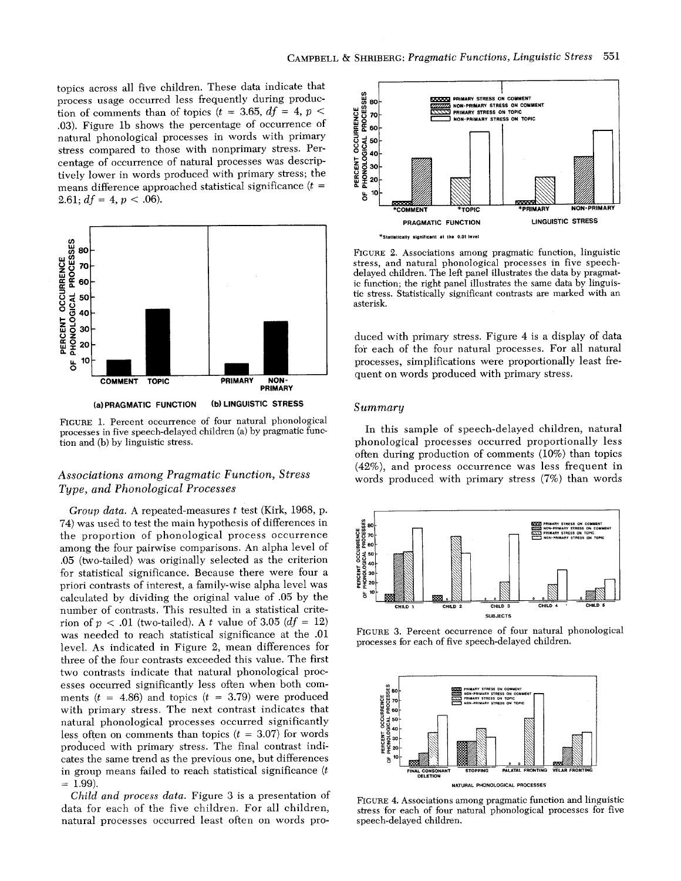topics across all five children. These data indicate that process usage occurred less frequently during production of comments than of topics ($t = 3.65$, $df = 4$, $p < .03$). Figure 1b shows the percentage of occurrence of natural phonological processes in words with primary stress compared to those with nonprimary stress. Percentage of occurrence of natural processes was descriptively lower in words produced with primary stress; the means difference approached statistical significance ($t = 2.61$; $df = 4$, $p < .06$).

FIGURE 1. Percent occurrence of four natural phonological processes in five speech-delayed children (a) by pragmatic function and (b) by linguistic stress.

### *Associations among Pragmatic Function, Stress Type, and Phonological Processes*

*Group data.* A repeated-measures $t$ test (Kirk, 1968, p. 74) was used to test the main hypothesis of differences in the proportion of phonological process occurrence among the four pairwise comparisons. An alpha level of .05 (two-tailed) was originally selected as the criterion for statistical significance. Because there were four a priori contrasts of interest, a family-wise alpha level was calculated by dividing the original value of .05 by the number of contrasts. This resulted in a statistical criterion of $p < .01$ (two-tailed). A $t$ value of 3.05 ($df = 12$) was needed to reach statistical significance at the .01 level. As indicated in Figure 2, mean differences for three of the four contrasts exceeded this value. The first two contrasts indicate that natural phonological processes occurred significantly less often when both comments ($t = 4.86$) and topics ($t = 3.79$) were produced with primary stress. The next contrast indicates that natural phonological processes occurred significantly less often on comments than topics ($t = 3.07$) for words produced with primary stress. The final contrast indicates the same trend as the previous one, but differences in group means failed to reach statistical significance ($t = 1.99$).

*Child and process data.* Figure 3 is a presentation of data for each of the five children. For all children, natural processes occurred least often on words produced with primary stress. Figure 4 is a display of data for each of the four natural processes. For all natural processes, simplifications were proportionally least frequent on words produced with primary stress.

FIGURE 2. Associations among pragmatic function, linguistic stress, and natural phonological processes in five speech-delayed children. The left panel illustrates the data by pragmatic function; the right panel illustrates the same data by linguistic stress. Statistically significant contrasts are marked with an asterisk.

### *Summary*

In this sample of speech-delayed children, natural phonological processes occurred proportionally less often during production of comments (10%) than topics (42%), and process occurrence was less frequent in words produced with primary stress (7%) than words

FIGURE 3. Percent occurrence of four natural phonological processes for each of five speech-delayed children.

FIGURE 4. Associations among pragmatic function and linguistic stress for each of four natural phonological processes for five speech-delayed children.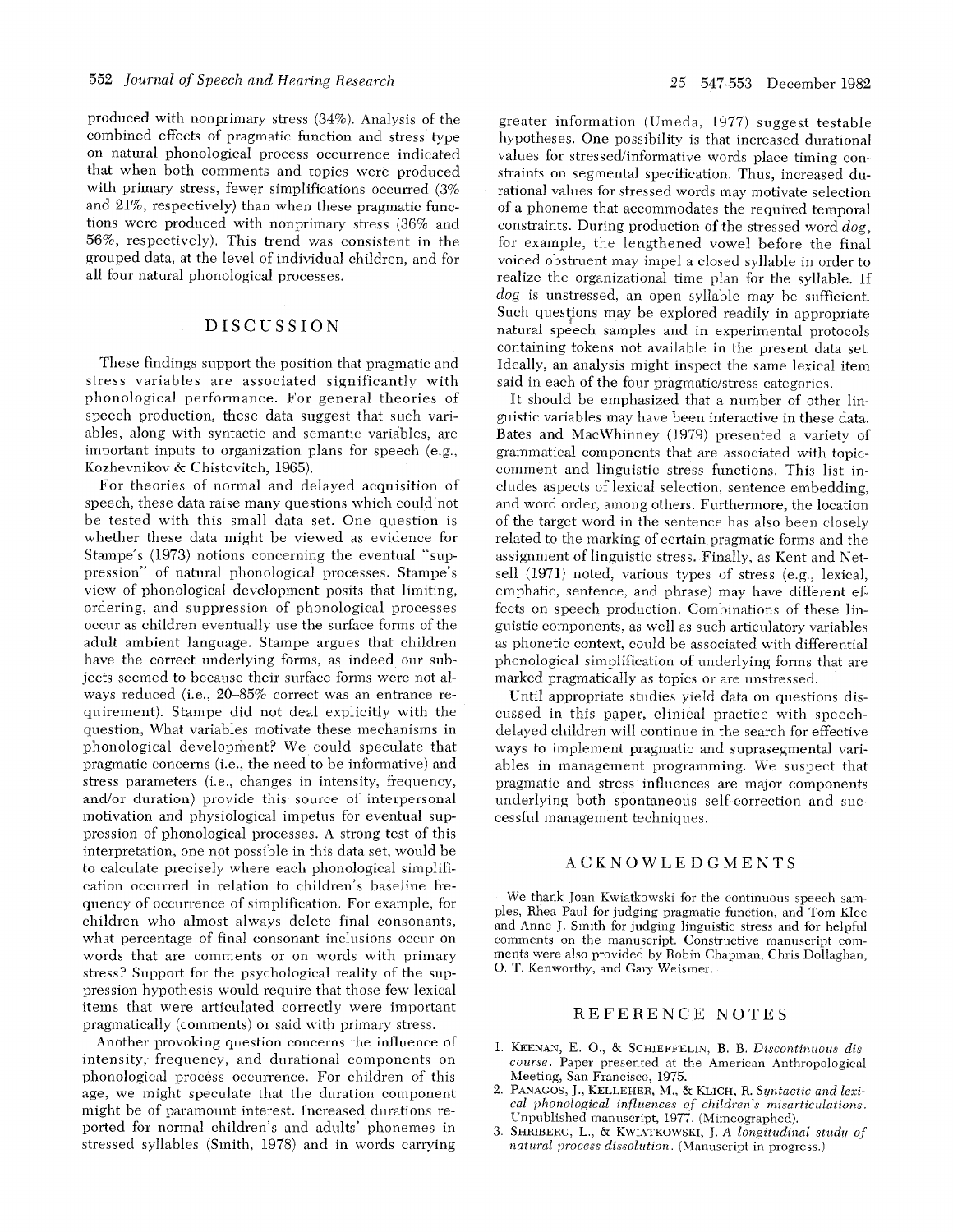produced with nonprimary stress (34%). Analysis of the combined effects of pragmatic function and stress type on natural phonological process occurrence indicated that when both comments and topics were produced with primary stress, fewer simplifications occurred (3% and 21%, respectively) than when these pragmatic functions were produced with nonprimary stress (36% and 56%, respectively). This trend was consistent in the grouped data, at the level of individual children, and for all four natural phonological processes.

## DISCUSSION

These findings support the position that pragmatic and stress variables are associated significantly with phonological performance. For general theories of speech production, these data suggest that such variables, along with syntactic and semantic variables, are important inputs to organization plans for speech (e.g., Kozhevnikov & Chistovitch, 1965).

For theories of normal and delayed acquisition of speech, these data raise many questions which could not be tested with this small data set. One question is whether these data might be viewed as evidence for Stampe's (1973) notions concerning the eventual "suppression" of natural phonological processes. Stampe's view of phonological development posits that limiting, ordering, and suppression of phonological processes occur as children eventually use the surface forms of the adult ambient language. Stampe argues that children have the correct underlying forms, as indeed our subjects seemed to because their surface forms were not always reduced (i.e., 20–85% correct was an entrance requirement). Stampe did not deal explicitly with the question, What variables motivate these mechanisms in phonological development? We could speculate that pragmatic concerns (i.e., the need to be informative) and stress parameters (i.e., changes in intensity, frequency, and/or duration) provide this source of interpersonal motivation and physiological impetus for eventual suppression of phonological processes. A strong test of this interpretation, one not possible in this data set, would be to calculate precisely where each phonological simplification occurred in relation to children's baseline frequency of occurrence of simplification. For example, for children who almost always delete final consonants, what percentage of final consonant inclusions occur on words that are comments or on words with primary stress? Support for the psychological reality of the suppression hypothesis would require that those few lexical items that were articulated correctly were important pragmatically (comments) or said with primary stress.

Another provoking question concerns the influence of intensity, frequency, and durational components on phonological process occurrence. For children of this age, we might speculate that the duration component might be of paramount interest. Increased durations reported for normal children's and adults' phonemes in stressed syllables (Smith, 1978) and in words carrying greater information (Umeda, 1977) suggest testable hypotheses. One possibility is that increased durational values for stressed/informative words place timing constraints on segmental specification. Thus, increased durational values for stressed words may motivate selection of a phoneme that accommodates the required temporal constraints. During production of the stressed word *dog*, for example, the lengthened vowel before the final voiced obstruent may impel a closed syllable in order to realize the organizational time plan for the syllable. If *dog* is unstressed, an open syllable may be sufficient. Such questions may be explored readily in appropriate natural speech samples and in experimental protocols containing tokens not available in the present data set. Ideally, an analysis might inspect the same lexical item said in each of the four pragmatic/stress categories.

It should be emphasized that a number of other linguistic variables may have been interactive in these data. Bates and MacWhinney (1979) presented a variety of grammatical components that are associated with topic-comment and linguistic stress functions. This list includes aspects of lexical selection, sentence embedding, and word order, among others. Furthermore, the location of the target word in the sentence has also been closely related to the marking of certain pragmatic forms and the assignment of linguistic stress. Finally, as Kent and Netsell (1971) noted, various types of stress (e.g., lexical, emphatic, sentence, and phrase) may have different effects on speech production. Combinations of these linguistic components, as well as such articulatory variables as phonetic context, could be associated with differential phonological simplification of underlying forms that are marked pragmatically as topics or are unstressed.

Until appropriate studies yield data on questions discussed in this paper, clinical practice with speech-delayed children will continue in the search for effective ways to implement pragmatic and suprasegmental variables in management programming. We suspect that pragmatic and stress influences are major components underlying both spontaneous self-correction and successful management techniques.

## ACKNOWLEDGMENTS

We thank Joan Kwiatkowski for the continuous speech samples, Rhea Paul for judging pragmatic function, and Tom Klee and Anne J. Smith for judging linguistic stress and for helpful comments on the manuscript. Constructive manuscript comments were also provided by Robin Chapman, Chris Dollaghan, O. T. Kenworthy, and Gary Weismer.

## REFERENCE NOTES

1. Keenan, E. O., & Schieffelin, B. B. *Discontinuous discourse*. Paper presented at the American Anthropological Meeting, San Francisco, 1975.
2. Panagos, J., Kelleher, M., & Klich, R. *Syntactic and lexical phonological influences of children's misarticulations*. Unpublished manuscript, 1977. (Mimeographed).
3. Shriberg, L., & Kwiatkowski, J. *A longitudinal study of natural process dissolution*. (Manuscript in progress.)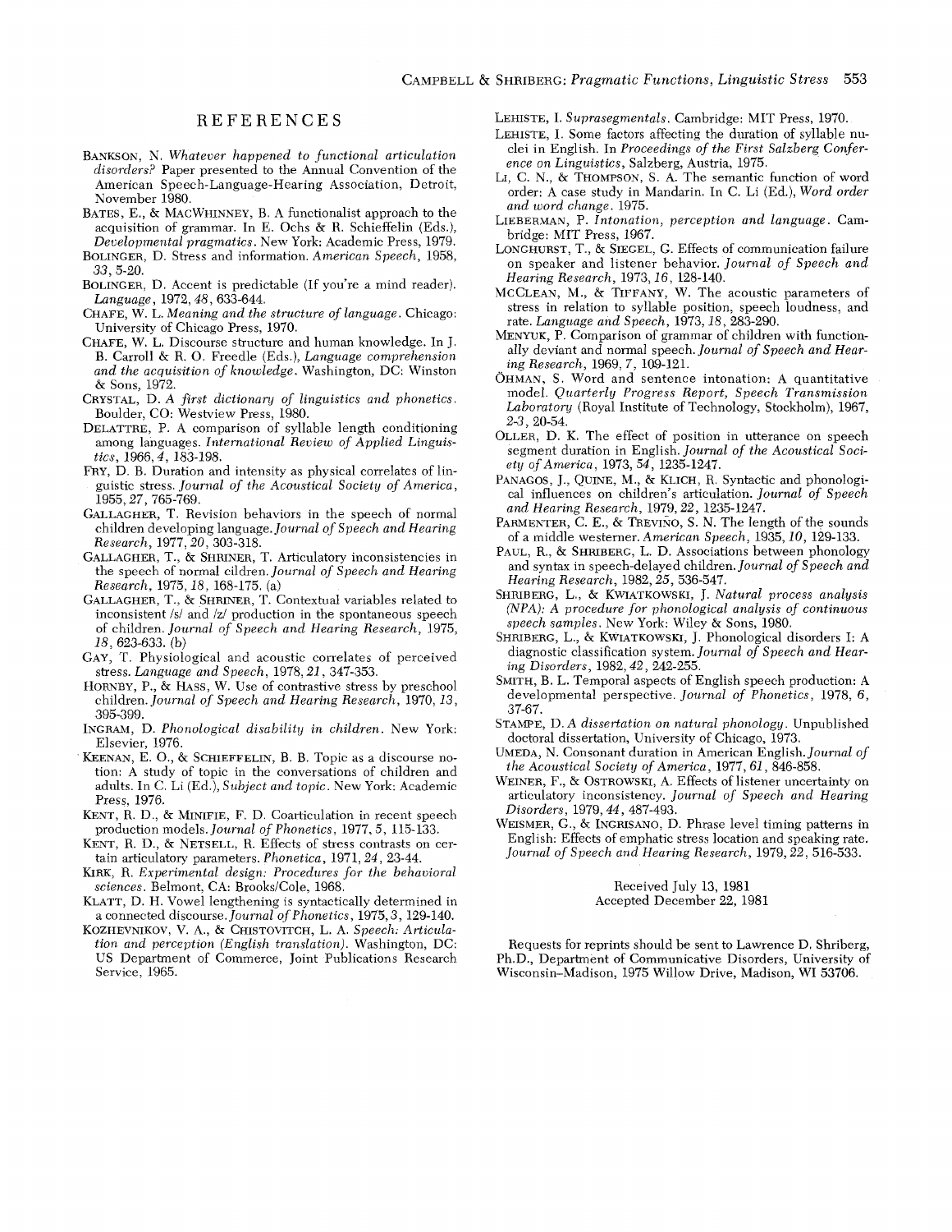## REFERENCES

Bankson, N. *Whatever happened to functional articulation disorders?* Paper presented to the Annual Convention of the American Speech-Language-Hearing Association, Detroit, November 1980.

Bates, E., & MacWhinney, B. A functionalist approach to the acquisition of grammar. In E. Ochs & R. Schieffelin (Eds.), *Developmental pragmatics*. New York: Academic Press, 1979.

Bolinger, D. Stress and information. *American Speech*, 1958, *33*, 5-20.

Bolinger, D. Accent is predictable (If you're a mind reader). *Language*, 1972, *48*, 633-644.

Chafe, W. L. *Meaning and the structure of language*. Chicago: University of Chicago Press, 1970.

Chafe, W. L. Discourse structure and human knowledge. In J. B. Carroll & R. O. Freedle (Eds.), *Language comprehension and the acquisition of knowledge*. Washington, DC: Winston & Sons, 1972.

Crystal, D. *A first dictionary of linguistics and phonetics*. Boulder, CO: Westview Press, 1980.

Delattre, P. A comparison of syllable length conditioning among languages. *International Review of Applied Linguistics*, 1966, *4*, 183-198.

Fry, D. B. Duration and intensity as physical correlates of linguistic stress. *Journal of the Acoustical Society of America*, 1955, *27*, 765-769.

Gallagher, T. Revision behaviors in the speech of normal children developing language. *Journal of Speech and Hearing Research*, 1977, *20*, 303-318.

Gallagher, T., & Shriner, T. Articulatory inconsistencies in the speech of normal cildren. *Journal of Speech and Hearing Research*, 1975, *18*, 168-175. (a)

Gallagher, T., & Shriner, T. Contextual variables related to inconsistent /s/ and /z/ production in the spontaneous speech of children. *Journal of Speech and Hearing Research*, 1975, *18*, 623-633. (b)

Gay, T. Physiological and acoustic correlates of perceived stress. *Language and Speech*, 1978, *21*, 347-353.

Hornby, P., & Hass, W. Use of contrastive stress by preschool children. *Journal of Speech and Hearing Research*, 1970, *13*, 395-399.

Ingram, D. *Phonological disability in children*. New York: Elsevier, 1976.

Keenan, E. O., & Schieffelin, B. B. Topic as a discourse notion: A study of topic in the conversations of children and adults. In C. Li (Ed.), *Subject and topic*. New York: Academic Press, 1976.

Kent, R. D., & Minifie, F. D. Coarticulation in recent speech production models. *Journal of Phonetics*, 1977, *5*, 115-133.

Kent, R. D., & Netsell, R. Effects of stress contrasts on certain articulatory parameters. *Phonetica*, 1971, *24*, 23-44.

Kirk, R. *Experimental design: Procedures for the behavioral sciences*. Belmont, CA: Brooks/Cole, 1968.

Klatt, D. H. Vowel lengthening is syntactically determined in a connected discourse. *Journal of Phonetics*, 1975, *3*, 129-140.

Kozhevnikov, V. A., & Chistovitch, L. A. *Speech: Articulation and perception (English translation)*. Washington, DC: US Department of Commerce, Joint Publications Research Service, 1965.

Lehiste, I. *Suprasegmentals*. Cambridge: MIT Press, 1970.

Lehiste, I. Some factors affecting the duration of syllable nuclei in English. In *Proceedings of the First Salzberg Conference on Linguistics*, Salzberg, Austria, 1975.

Li, C. N., & Thompson, S. A. The semantic function of word order: A case study in Mandarin. In C. Li (Ed.), *Word order and word change*. 1975.

Lieberman, P. *Intonation, perception and language*. Cambridge: MIT Press, 1967.

Longhurst, T., & Siegel, G. Effects of communication failure on speaker and listener behavior. *Journal of Speech and Hearing Research*, 1973, *16*, 128-140.

McClean, M., & Tiffany, W. The acoustic parameters of stress in relation to syllable position, speech loudness, and rate. *Language and Speech*, 1973, *18*, 283-290.

Menyuk, P. Comparison of grammar of children with functionally deviant and normal speech. *Journal of Speech and Hearing Research*, 1969, *7*, 109-121.

Öhman, S. Word and sentence intonation: A quantitative model. *Quarterly Progress Report, Speech Transmission Laboratory* (Royal Institute of Technology, Stockholm), 1967, *2-3*, 20-54.

Oller, D. K. The effect of position in utterance on speech segment duration in English. *Journal of the Acoustical Society of America*, 1973, *54*, 1235-1247.

Panagos, J., Quine, M., & Klich, R. Syntactic and phonological influences on children's articulation. *Journal of Speech and Hearing Research*, 1979, *22*, 1235-1247.

Parmenter, C. E., & Treviño, S. N. The length of the sounds of a middle westerner. *American Speech*, 1935, *10*, 129-133.

Paul, R., & Shriberg, L. D. Associations between phonology and syntax in speech-delayed children. *Journal of Speech and Hearing Research*, 1982, *25*, 536-547.

Shriberg, L., & Kwiatkowski, J. *Natural process analysis (NPA): A procedure for phonological analysis of continuous speech samples*. New York: Wiley & Sons, 1980.

Shriberg, L., & Kwiatkowski, J. Phonological disorders I: A diagnostic classification system. *Journal of Speech and Hearing Disorders*, 1982, *42*, 242-255.

Smith, B. L. Temporal aspects of English speech production: A developmental perspective. *Journal of Phonetics*, 1978, *6*, 37-67.

Stampe, D. *A dissertation on natural phonology*. Unpublished doctoral dissertation, University of Chicago, 1973.

Umeda, N. Consonant duration in American English. *Journal of the Acoustical Society of America*, 1977, *61*, 846-858.

Weiner, F., & Ostrowski, A. Effects of listener uncertainty on articulatory inconsistency. *Journal of Speech and Hearing Disorders*, 1979, *44*, 487-493.

Weismer, G., & Ingrisano, D. Phrase level timing patterns in English: Effects of emphatic stress location and speaking rate. *Journal of Speech and Hearing Research*, 1979, *22*, 516-533.

Received July 13, 1981
Accepted December 22, 1981

Requests for reprints should be sent to Lawrence D. Shriberg, Ph.D., Department of Communicative Disorders, University of Wisconsin–Madison, 1975 Willow Drive, Madison, WI 53706.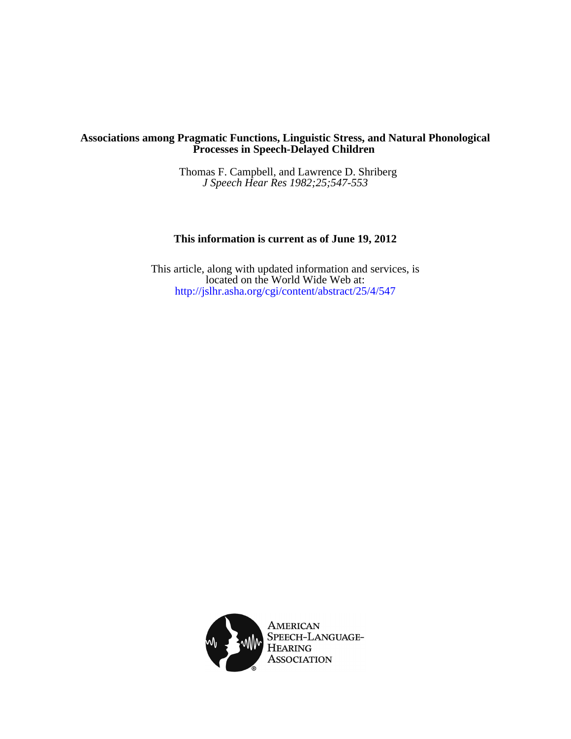**Associations among Pragmatic Functions, Linguistic Stress, and Natural Phonological Processes in Speech-Delayed Children**

Thomas F. Campbell, and Lawrence D. Shriberg

*J Speech Hear Res 1982;25;547-553*

**This information is current as of June 19, 2012**

This article, along with updated information and services, is located on the World Wide Web at:
http://jslhr.asha.org/cgi/content/abstract/25/4/547

AMERICAN SPEECH-LANGUAGE-HEARING ASSOCIATION